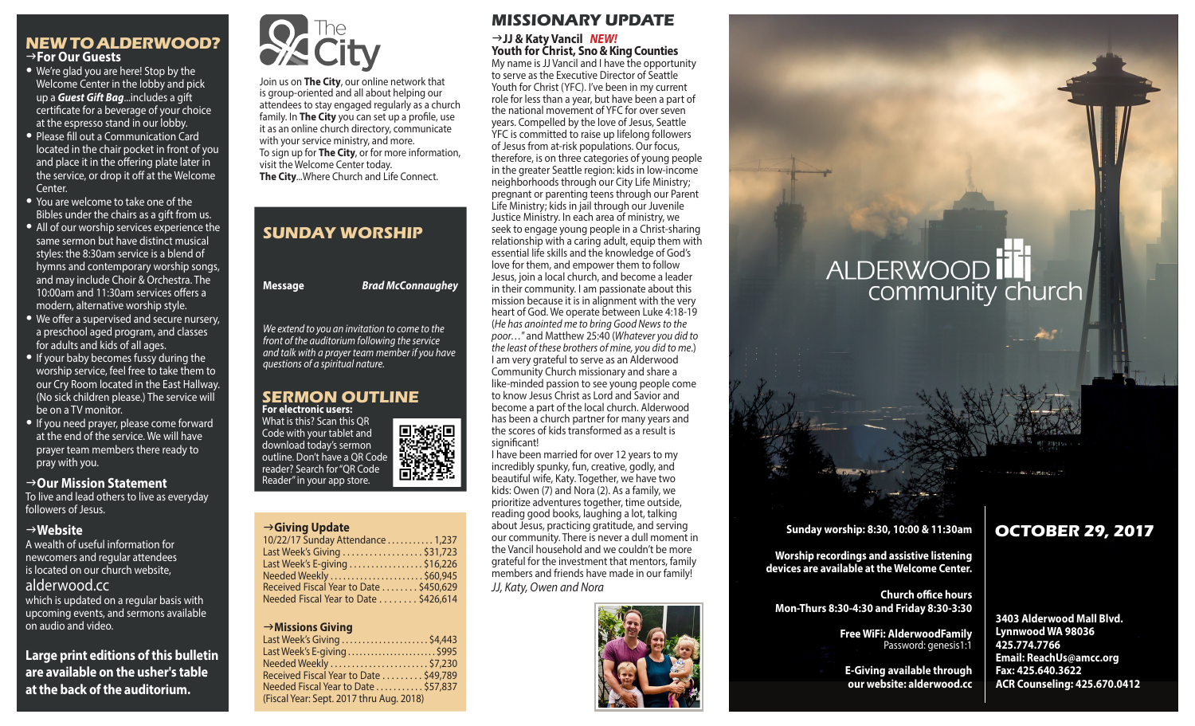## NEW TO ALDERWOOD?

### →For Our Guests

- We're glad you are here! Stop by the Welcome Center in the lobby and pick up a ***Guest Gift Bag***...includes a gift certificate for a beverage of your choice at the espresso stand in our lobby.
- Please fill out a Communication Card located in the chair pocket in front of you and place it in the offering plate later in the service, or drop it off at the Welcome Center.
- You are welcome to take one of the Bibles under the chairs as a gift from us.
- All of our worship services experience the same sermon but have distinct musical styles: the 8:30am service is a blend of hymns and contemporary worship songs, and may include Choir & Orchestra. The 10:00am and 11:30am services offers a modern, alternative worship style.
- We offer a supervised and secure nursery, a preschool aged program, and classes for adults and kids of all ages.
- If your baby becomes fussy during the worship service, feel free to take them to our Cry Room located in the East Hallway. (No sick children please.) The service will be on a TV monitor.
- If you need prayer, please come forward at the end of the service. We will have prayer team members there ready to pray with you.

### →Our Mission Statement

To live and lead others to live as everyday followers of Jesus.

### →Website

A wealth of useful information for newcomers and regular attendees is located on our church website,

alderwood.cc

which is updated on a regular basis with upcoming events, and sermons available on audio and video.

**Large print editions of this bulletin are available on the usher's table at the back of the auditorium.**

## The City

Join us on **The City**, our online network that is group-oriented and all about helping our attendees to stay engaged regularly as a church family. In **The City** you can set up a profile, use it as an online church directory, communicate with your service ministry, and more.
To sign up for **The City**, or for more information, visit the Welcome Center today.
**The City**...Where Church and Life Connect.

## SUNDAY WORSHIP

**Message** ***Brad McConnaughey***

*We extend to you an invitation to come to the front of the auditorium following the service and talk with a prayer team member if you have questions of a spiritual nature.*

## SERMON OUTLINE

**For electronic users:**
What is this? Scan this QR Code with your tablet and download today's sermon outline. Don't have a QR Code reader? Search for "QR Code Reader" in your app store.

### →Giving Update

| | |
|---|---|
| 10/22/17 Sunday Attendance | 1,237 |
| Last Week's Giving | $31,723 |
| Last Week's E-giving | $16,226 |
| Needed Weekly | $60,945 |
| Received Fiscal Year to Date | $450,629 |
| Needed Fiscal Year to Date | $426,614 |

### →Missions Giving

| | |
|---|---|
| Last Week's Giving | $4,443 |
| Last Week's E-giving | $995 |
| Needed Weekly | $7,230 |
| Received Fiscal Year to Date | $49,789 |
| Needed Fiscal Year to Date | $57,837 |

(Fiscal Year: Sept. 2017 thru Aug. 2018)

## MISSIONARY UPDATE

### →JJ & Katy Vancil *NEW!*

**Youth for Christ, Sno & King Counties**

My name is JJ Vancil and I have the opportunity to serve as the Executive Director of Seattle Youth for Christ (YFC). I've been in my current role for less than a year, but have been a part of the national movement of YFC for over seven years. Compelled by the love of Jesus, Seattle YFC is committed to raise up lifelong followers of Jesus from at-risk populations. Our focus, therefore, is on three categories of young people in the greater Seattle region: kids in low-income neighborhoods through our City Life Ministry; pregnant or parenting teens through our Parent Life Ministry; kids in jail through our Juvenile Justice Ministry. In each area of ministry, we seek to engage young people in a Christ-sharing relationship with a caring adult, equip them with essential life skills and the knowledge of God's love for them, and empower them to follow Jesus, join a local church, and become a leader in their community. I am passionate about this mission because it is in alignment with the very heart of God. We operate between Luke 4:18-19 (*He has anointed me to bring Good News to the poor…"* and Matthew 25:40 (*Whatever you did to the least of these brothers of mine, you did to me.*) I am very grateful to serve as an Alderwood Community Church missionary and share a like-minded passion to see young people come to know Jesus Christ as Lord and Savior and become a part of the local church. Alderwood has been a church partner for many years and the scores of kids transformed as a result is significant!

I have been married for over 12 years to my incredibly spunky, fun, creative, godly, and beautiful wife, Katy. Together, we have two kids: Owen (7) and Nora (2). As a family, we prioritize adventures together, time outside, reading good books, laughing a lot, talking about Jesus, practicing gratitude, and serving our community. There is never a dull moment in the Vancil household and we couldn't be more grateful for the investment that mentors, family members and friends have made in our family!

*JJ, Katy, Owen and Nora*

# ALDERWOOD community church

**Sunday worship: 8:30, 10:00 & 11:30am**

**Worship recordings and assistive listening devices are available at the Welcome Center.**

**Church office hours**
**Mon-Thurs 8:30-4:30 and Friday 8:30-3:30**

**Free WiFi: AlderwoodFamily**
Password: genesis1:1

**E-Giving available through our website: alderwood.cc**

## OCTOBER 29, 2017

**3403 Alderwood Mall Blvd.**
**Lynnwood WA 98036**
**425.774.7766**
**Email: ReachUs@amcc.org**
**Fax: 425.640.3622**
**ACR Counseling: 425.670.0412**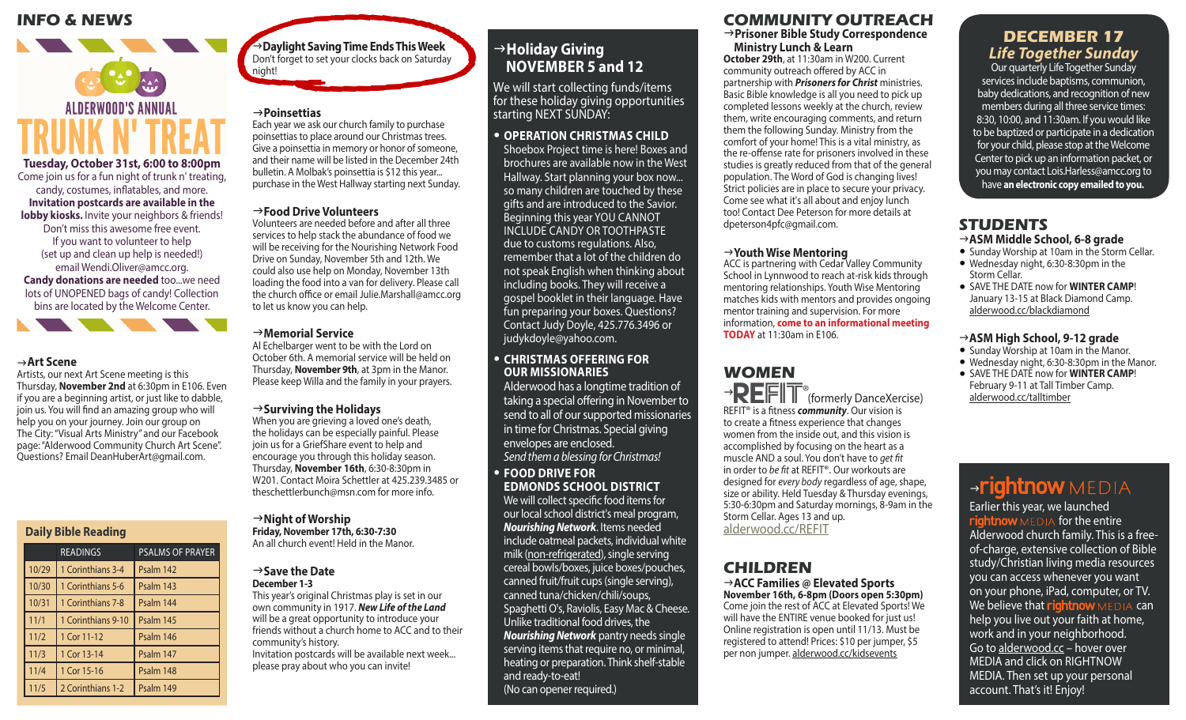# INFO & NEWS

## ALDERWOOD'S ANNUAL TRUNK N' TREAT

**Tuesday, October 31st, 6:00 to 8:00pm**

Come join us for a fun night of trunk n' treating, candy, costumes, inflatables, and more. **Invitation postcards are available in the lobby kiosks.** Invite your neighbors & friends! Don't miss this awesome free event. If you want to volunteer to help (set up and clean up help is needed!) email Wendi.Oliver@amcc.org. **Candy donations are needed** too...we need lots of UNOPENED bags of candy! Collection bins are located by the Welcome Center.

### →Art Scene

Artists, our next Art Scene meeting is this Thursday, **November 2nd** at 6:30pm in E106. Even if you are a beginning artist, or just like to dabble, join us. You will find an amazing group who will help you on your journey. Join our group on The City: "Visual Arts Ministry" and our Facebook page: "Alderwood Community Church Art Scene". Questions? Email DeanHuberArt@gmail.com.

### Daily Bible Reading

| | READINGS | PSALMS OF PRAYER |
|---|---|---|
| 10/29 | 1 Corinthians 3-4 | Psalm 142 |
| 10/30 | 1 Corinthians 5-6 | Psalm 143 |
| 10/31 | 1 Corinthians 7-8 | Psalm 144 |
| 11/1 | 1 Corinthians 9-10 | Psalm 145 |
| 11/2 | 1 Cor 11-12 | Psalm 146 |
| 11/3 | 1 Cor 13-14 | Psalm 147 |
| 11/4 | 1 Cor 15-16 | Psalm 148 |
| 11/5 | 2 Corinthians 1-2 | Psalm 149 |

### →Daylight Saving Time Ends This Week

Don't forget to set your clocks back on Saturday night!

### →Poinsettias

Each year we ask our church family to purchase poinsettias to place around our Christmas trees. Give a poinsettia in memory or honor of someone, and their name will be listed in the December 24th bulletin. A Molbak's poinsettia is $12 this year... purchase in the West Hallway starting next Sunday.

### →Food Drive Volunteers

Volunteers are needed before and after all three services to help stack the abundance of food we will be receiving for the Nourishing Network Food Drive on Sunday, November 5th and 12th. We could also use help on Monday, November 13th loading the food into a van for delivery. Please call the church office or email Julie.Marshall@amcc.org to let us know you can help.

### →Memorial Service

Al Echelbarger went to be with the Lord on October 6th. A memorial service will be held on Thursday, **November 9th**, at 3pm in the Manor. Please keep Willa and the family in your prayers.

### →Surviving the Holidays

When you are grieving a loved one's death, the holidays can be especially painful. Please join us for a GriefShare event to help and encourage you through this holiday season. Thursday, **November 16th**, 6:30-8:30pm in W201. Contact Moira Schettler at 425.239.3485 or theschettlerbunch@msn.com for more info.

### →Night of Worship

**Friday, November 17th, 6:30-7:30**

An all church event! Held in the Manor.

### →Save the Date

**December 1-3**

This year's original Christmas play is set in our own community in 1917. ***New Life of the Land*** will be a great opportunity to introduce your friends without a church home to ACC and to their community's history.

Invitation postcards will be available next week... please pray about who you can invite!

## →Holiday Giving NOVEMBER 5 and 12

We will start collecting funds/items for these holiday giving opportunities starting NEXT SUNDAY:

- **OPERATION CHRISTMAS CHILD**
  Shoebox Project time is here! Boxes and brochures are available now in the West Hallway. Start planning your box now... so many children are touched by these gifts and are introduced to the Savior. Beginning this year YOU CANNOT INCLUDE CANDY OR TOOTHPASTE due to customs regulations. Also, remember that a lot of the children do not speak English when thinking about including books. They will receive a gospel booklet in their language. Have fun preparing your boxes. Questions? Contact Judy Doyle, 425.776.3496 or judykdoyle@yahoo.com.
- **CHRISTMAS OFFERING FOR OUR MISSIONARIES**
  Alderwood has a longtime tradition of taking a special offering in November to send to all of our supported missionaries in time for Christmas. Special giving envelopes are enclosed.
  *Send them a blessing for Christmas!*
- **FOOD DRIVE FOR EDMONDS SCHOOL DISTRICT**
  We will collect specific food items for our local school district's meal program, ***Nourishing Network***. Items needed include oatmeal packets, individual white milk (non-refrigerated), single serving cereal bowls/boxes, juice boxes/pouches, canned fruit/fruit cups (single serving), canned tuna/chicken/chili/soups, Spaghetti O's, Raviolis, Easy Mac & Cheese. Unlike traditional food drives, the ***Nourishing Network*** pantry needs single serving items that require no, or minimal, heating or preparation. Think shelf-stable and ready-to-eat!
  (No can opener required.)

# COMMUNITY OUTREACH

### →Prisoner Bible Study Correspondence Ministry Lunch & Learn

**October 29th**, at 11:30am in W200. Current community outreach offered by ACC in partnership with ***Prisoners for Christ*** ministries. Basic Bible knowledge is all you need to pick up completed lessons weekly at the church, review them, write encouraging comments, and return them the following Sunday. Ministry from the comfort of your home! This is a vital ministry, as the re-offense rate for prisoners involved in these studies is greatly reduced from that of the general population. The Word of God is changing lives! Strict policies are in place to secure your privacy. Come see what it's all about and enjoy lunch too! Contact Dee Peterson for more details at dpeterson4pfc@gmail.com.

### →Youth Wise Mentoring

ACC is partnering with Cedar Valley Community School in Lynnwood to reach at-risk kids through mentoring relationships. Youth Wise Mentoring matches kids with mentors and provides ongoing mentor training and supervision. For more information, **come to an informational meeting TODAY** at 11:30am in E106.

# WOMEN

### →REFIT® (formerly DanceXercise)

REFIT® is a fitness ***community***. Our vision is to create a fitness experience that changes women from the inside out, and this vision is accomplished by focusing on the heart as a muscle AND a soul. You don't have to *get fit* in order to *be fit* at REFIT®. Our workouts are designed for *every body* regardless of age, shape, size or ability. Held Tuesday & Thursday evenings, 5:30-6:30pm and Saturday mornings, 8-9am in the Storm Cellar. Ages 13 and up.

alderwood.cc/REFIT

# CHILDREN

### →ACC Families @ Elevated Sports

**November 16th, 6-8pm (Doors open 5:30pm)**

Come join the rest of ACC at Elevated Sports! We will have the ENTIRE venue booked for just us! Online registration is open until 11/13. Must be registered to attend! Prices: $10 per jumper, $5 per non jumper. alderwood.cc/kidsevents

## DECEMBER 17 *Life Together Sunday*

Our quarterly Life Together Sunday services include baptisms, communion, baby dedications, and recognition of new members during all three service times: 8:30, 10:00, and 11:30am. If you would like to be baptized or participate in a dedication for your child, please stop at the Welcome Center to pick up an information packet, or you may contact Lois.Harless@amcc.org to have **an electronic copy emailed to you.**

# STUDENTS

### →ASM Middle School, 6-8 grade

- Sunday Worship at 10am in the Storm Cellar.
- Wednesday night, 6:30-8:30pm in the Storm Cellar.
- SAVE THE DATE now for **WINTER CAMP**! January 13-15 at Black Diamond Camp. alderwood.cc/blackdiamond

### →ASM High School, 9-12 grade

- Sunday Worship at 10am in the Manor.
- Wednesday night, 6:30-8:30pm in the Manor.
- SAVE THE DATE now for **WINTER CAMP**! February 9-11 at Tall Timber Camp. alderwood.cc/talltimber

## →rightnow MEDIA

Earlier this year, we launched **rightnow** MEDIA for the entire Alderwood church family. This is a free-of-charge, extensive collection of Bible study/Christian living media resources you can access whenever you want on your phone, iPad, computer, or TV. We believe that **rightnow** MEDIA can help you live out your faith at home, work and in your neighborhood. Go to alderwood.cc – hover over MEDIA and click on RIGHTNOW MEDIA. Then set up your personal account. That's it! Enjoy!